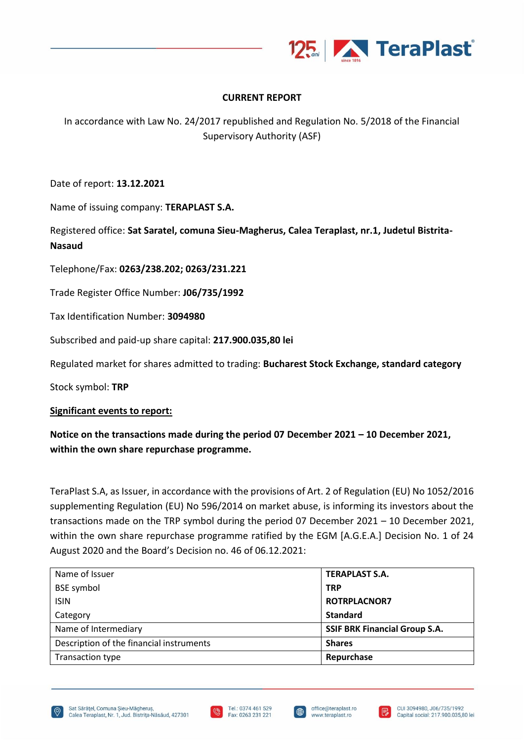## CURRENT REPORT

In accordance with Law No. 24/2017 republished and Regulation No. 5/2018 of the Financial Supervisory Authority (ASF)

Date of report: **13.12.2021**

Name of issuing company: **TERAPLAST S.A.**

Registered office: **Sat Saratel, comuna Sieu-Magherus, Calea Teraplast, nr.1, Judetul Bistrita-Nasaud**

Telephone/Fax: **0263/238.202; 0263/231.221**

Trade Register Office Number: **J06/735/1992**

Tax Identification Number: **3094980**

Subscribed and paid-up share capital: **217.900.035,80 lei**

Regulated market for shares admitted to trading: **Bucharest Stock Exchange, standard category**

Stock symbol: **TRP**

**Significant events to report:**

**Notice on the transactions made during the period 07 December 2021 – 10 December 2021, within the own share repurchase programme.**

TeraPlast S.A, as Issuer, in accordance with the provisions of Art. 2 of Regulation (EU) No 1052/2016 supplementing Regulation (EU) No 596/2014 on market abuse, is informing its investors about the transactions made on the TRP symbol during the period 07 December 2021 – 10 December 2021, within the own share repurchase programme ratified by the EGM [A.G.E.A.] Decision No. 1 of 24 August 2020 and the Board's Decision no. 46 of 06.12.2021:

| | |
|---|---|
| Name of Issuer<br>BSE symbol<br>ISIN<br>Category | **TERAPLAST S.A.**<br>**TRP**<br>**ROTRPLACNOR7**<br>**Standard** |
| Name of Intermediary | **SSIF BRK Financial Group S.A.** |
| Description of the financial instruments | **Shares** |
| Transaction type | **Repurchase** |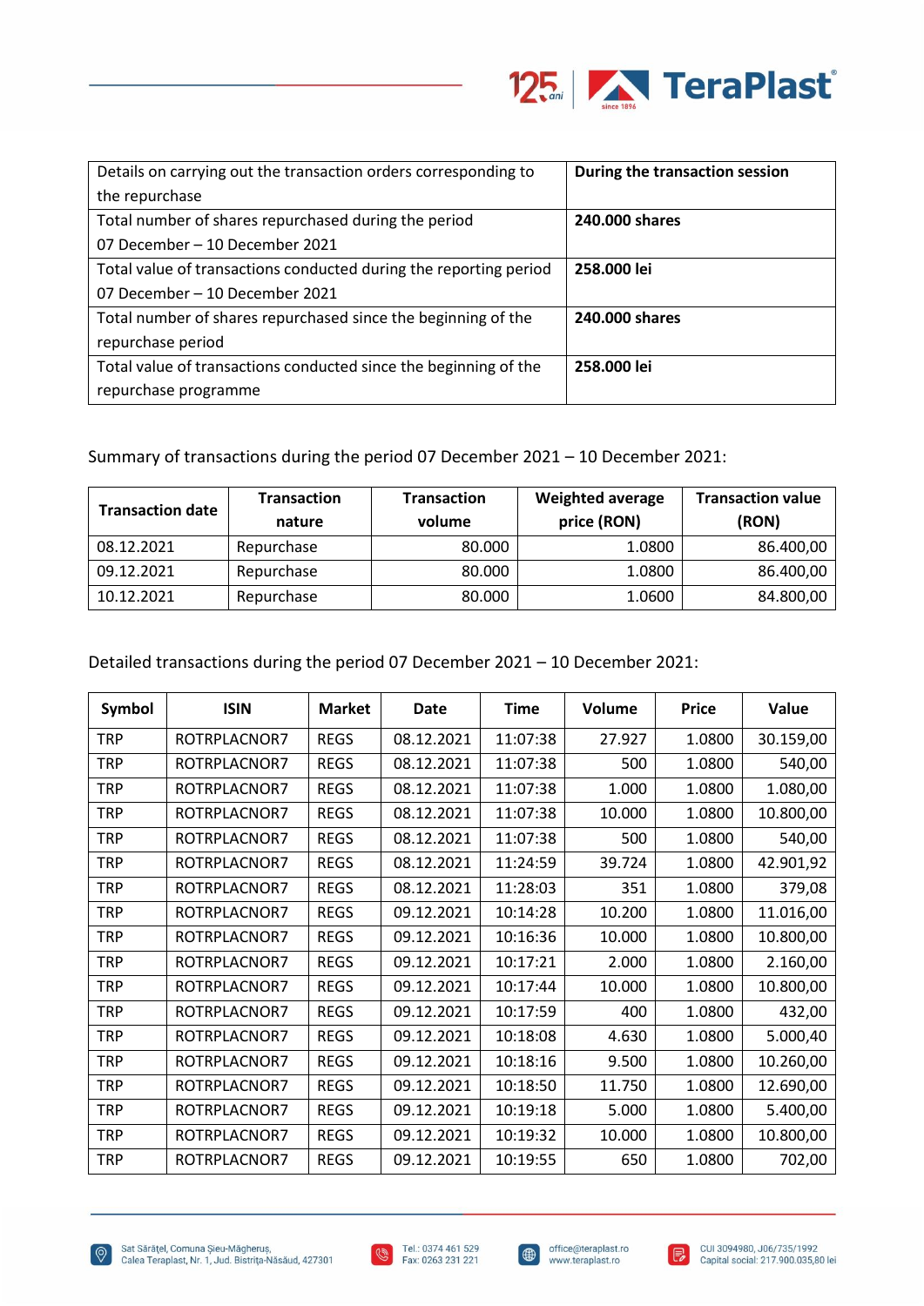| Details on carrying out the transaction orders corresponding to the repurchase | **During the transaction session** |
|---|---|
| Total number of shares repurchased during the period 07 December – 10 December 2021 | **240.000 shares** |
| Total value of transactions conducted during the reporting period 07 December – 10 December 2021 | **258.000 lei** |
| Total number of shares repurchased since the beginning of the repurchase period | **240.000 shares** |
| Total value of transactions conducted since the beginning of the repurchase programme | **258.000 lei** |

Summary of transactions during the period 07 December 2021 – 10 December 2021:

| Transaction date | Transaction nature | Transaction volume | Weighted average price (RON) | Transaction value (RON) |
|---|---|---|---|---|
| 08.12.2021 | Repurchase | 80.000 | 1.0800 | 86.400,00 |
| 09.12.2021 | Repurchase | 80.000 | 1.0800 | 86.400,00 |
| 10.12.2021 | Repurchase | 80.000 | 1.0600 | 84.800,00 |

Detailed transactions during the period 07 December 2021 – 10 December 2021:

| Symbol | ISIN | Market | Date | Time | Volume | Price | Value |
|---|---|---|---|---|---|---|---|
| TRP | ROTRPLACNOR7 | REGS | 08.12.2021 | 11:07:38 | 27.927 | 1.0800 | 30.159,00 |
| TRP | ROTRPLACNOR7 | REGS | 08.12.2021 | 11:07:38 | 500 | 1.0800 | 540,00 |
| TRP | ROTRPLACNOR7 | REGS | 08.12.2021 | 11:07:38 | 1.000 | 1.0800 | 1.080,00 |
| TRP | ROTRPLACNOR7 | REGS | 08.12.2021 | 11:07:38 | 10.000 | 1.0800 | 10.800,00 |
| TRP | ROTRPLACNOR7 | REGS | 08.12.2021 | 11:07:38 | 500 | 1.0800 | 540,00 |
| TRP | ROTRPLACNOR7 | REGS | 08.12.2021 | 11:24:59 | 39.724 | 1.0800 | 42.901,92 |
| TRP | ROTRPLACNOR7 | REGS | 08.12.2021 | 11:28:03 | 351 | 1.0800 | 379,08 |
| TRP | ROTRPLACNOR7 | REGS | 09.12.2021 | 10:14:28 | 10.200 | 1.0800 | 11.016,00 |
| TRP | ROTRPLACNOR7 | REGS | 09.12.2021 | 10:16:36 | 10.000 | 1.0800 | 10.800,00 |
| TRP | ROTRPLACNOR7 | REGS | 09.12.2021 | 10:17:21 | 2.000 | 1.0800 | 2.160,00 |
| TRP | ROTRPLACNOR7 | REGS | 09.12.2021 | 10:17:44 | 10.000 | 1.0800 | 10.800,00 |
| TRP | ROTRPLACNOR7 | REGS | 09.12.2021 | 10:17:59 | 400 | 1.0800 | 432,00 |
| TRP | ROTRPLACNOR7 | REGS | 09.12.2021 | 10:18:08 | 4.630 | 1.0800 | 5.000,40 |
| TRP | ROTRPLACNOR7 | REGS | 09.12.2021 | 10:18:16 | 9.500 | 1.0800 | 10.260,00 |
| TRP | ROTRPLACNOR7 | REGS | 09.12.2021 | 10:18:50 | 11.750 | 1.0800 | 12.690,00 |
| TRP | ROTRPLACNOR7 | REGS | 09.12.2021 | 10:19:18 | 5.000 | 1.0800 | 5.400,00 |
| TRP | ROTRPLACNOR7 | REGS | 09.12.2021 | 10:19:32 | 10.000 | 1.0800 | 10.800,00 |
| TRP | ROTRPLACNOR7 | REGS | 09.12.2021 | 10:19:55 | 650 | 1.0800 | 702,00 |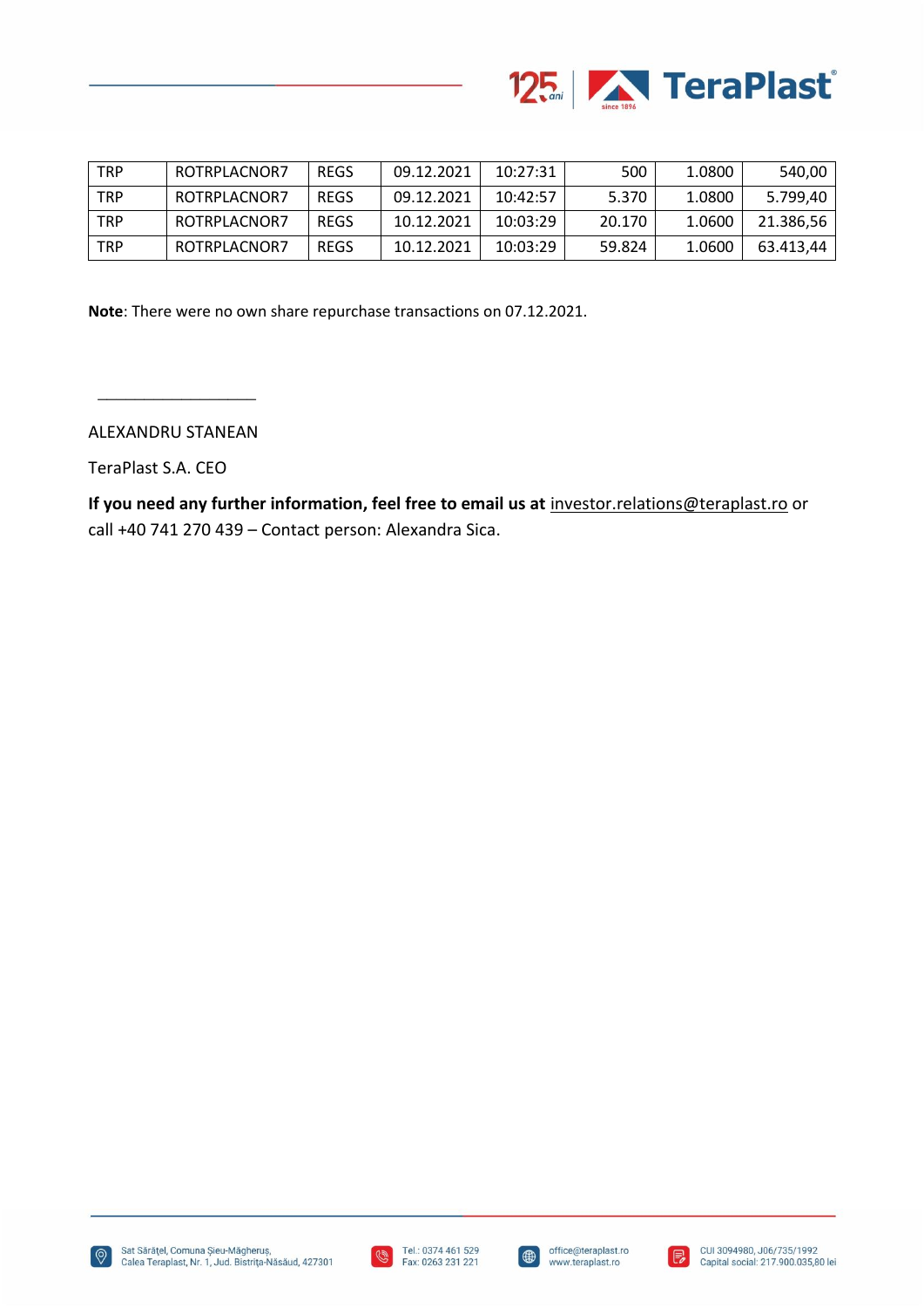| | | | | | | | |
|---|---|---|---|---|---|---|---|
| TRP | ROTRPLACNOR7 | REGS | 09.12.2021 | 10:27:31 | 500 | 1.0800 | 540,00 |
| TRP | ROTRPLACNOR7 | REGS | 09.12.2021 | 10:42:57 | 5.370 | 1.0800 | 5.799,40 |
| TRP | ROTRPLACNOR7 | REGS | 10.12.2021 | 10:03:29 | 20.170 | 1.0600 | 21.386,56 |
| TRP | ROTRPLACNOR7 | REGS | 10.12.2021 | 10:03:29 | 59.824 | 1.0600 | 63.413,44 |

**Note**: There were no own share repurchase transactions on 07.12.2021.

___________________

ALEXANDRU STANEAN

TeraPlast S.A. CEO

**If you need any further information, feel free to email us at** investor.relations@teraplast.ro or call +40 741 270 439 – Contact person: Alexandra Sica.